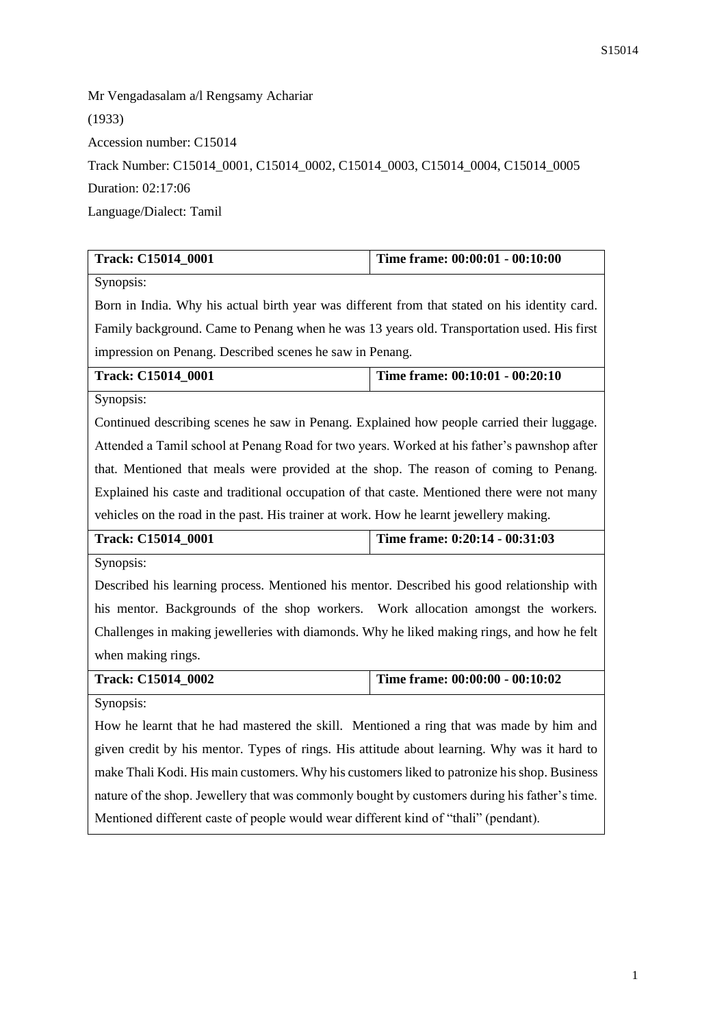Mr Vengadasalam a/l Rengsamy Achariar

(1933)

Accession number: C15014

Track Number: C15014_0001, C15014_0002, C15014_0003, C15014_0004, C15014_0005

Duration: 02:17:06

Language/Dialect: Tamil

| Track: C15014_0001 | Time frame: 00:00:01 - 00:10:00 |
|---|---|
| Synopsis: Born in India. Why his actual birth year was different from that stated on his identity card. Family background. Came to Penang when he was 13 years old. Transportation used. His first impression on Penang. Described scenes he saw in Penang. | |
| **Track: C15014_0001** | **Time frame: 00:10:01 - 00:20:10** |
| Synopsis: Continued describing scenes he saw in Penang. Explained how people carried their luggage. Attended a Tamil school at Penang Road for two years. Worked at his father's pawnshop after that. Mentioned that meals were provided at the shop. The reason of coming to Penang. Explained his caste and traditional occupation of that caste. Mentioned there were not many vehicles on the road in the past. His trainer at work. How he learnt jewellery making. | |
| **Track: C15014_0001** | **Time frame: 0:20:14 - 00:31:03** |
| Synopsis: Described his learning process. Mentioned his mentor. Described his good relationship with his mentor. Backgrounds of the shop workers. Work allocation amongst the workers. Challenges in making jewelleries with diamonds. Why he liked making rings, and how he felt when making rings. | |
| **Track: C15014_0002** | **Time frame: 00:00:00 - 00:10:02** |
| Synopsis: How he learnt that he had mastered the skill. Mentioned a ring that was made by him and given credit by his mentor. Types of rings. His attitude about learning. Why was it hard to make Thali Kodi. His main customers. Why his customers liked to patronize his shop. Business nature of the shop. Jewellery that was commonly bought by customers during his father's time. Mentioned different caste of people would wear different kind of "thali" (pendant). | |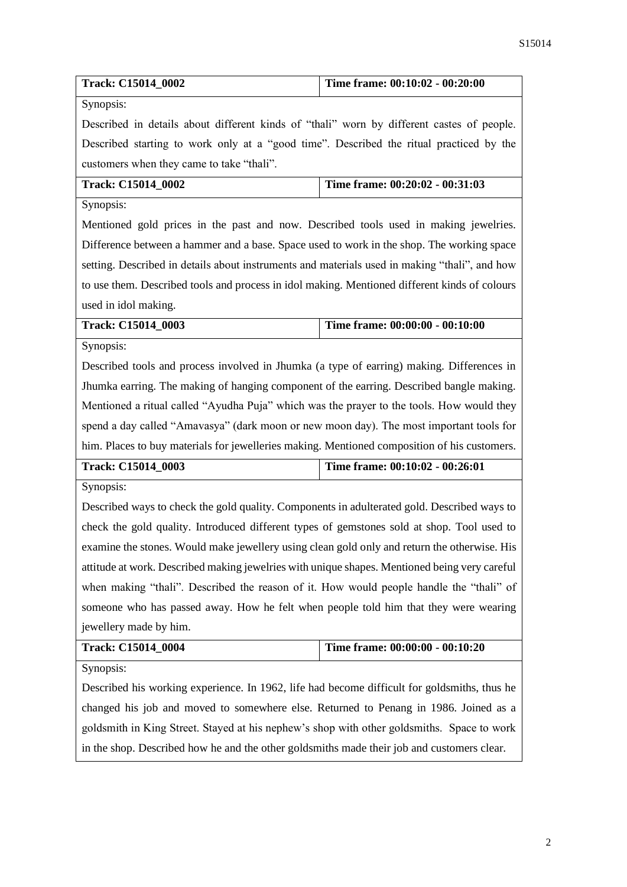| **Track: C15014_0002** | **Time frame: 00:10:02 - 00:20:00** |
|---|---|
| Synopsis: | |
| Described in details about different kinds of "thali" worn by different castes of people. Described starting to work only at a "good time". Described the ritual practiced by the customers when they came to take "thali". | |

| **Track: C15014_0002** | **Time frame: 00:20:02 - 00:31:03** |
|---|---|
| Synopsis: | |
| Mentioned gold prices in the past and now. Described tools used in making jewelries. Difference between a hammer and a base. Space used to work in the shop. The working space setting. Described in details about instruments and materials used in making "thali", and how to use them. Described tools and process in idol making. Mentioned different kinds of colours used in idol making. | |

| **Track: C15014_0003** | **Time frame: 00:00:00 - 00:10:00** |
|---|---|
| Synopsis: | |
| Described tools and process involved in Jhumka (a type of earring) making. Differences in Jhumka earring. The making of hanging component of the earring. Described bangle making. Mentioned a ritual called "Ayudha Puja" which was the prayer to the tools. How would they spend a day called "Amavasya" (dark moon or new moon day). The most important tools for him. Places to buy materials for jewelleries making. Mentioned composition of his customers. | |

| **Track: C15014_0003** | **Time frame: 00:10:02 - 00:26:01** |
|---|---|
| Synopsis: | |
| Described ways to check the gold quality. Components in adulterated gold. Described ways to check the gold quality. Introduced different types of gemstones sold at shop. Tool used to examine the stones. Would make jewellery using clean gold only and return the otherwise. His attitude at work. Described making jewelries with unique shapes. Mentioned being very careful when making "thali". Described the reason of it. How would people handle the "thali" of someone who has passed away. How he felt when people told him that they were wearing jewellery made by him. | |

| **Track: C15014_0004** | **Time frame: 00:00:00 - 00:10:20** |
|---|---|
| Synopsis: | |
| Described his working experience. In 1962, life had become difficult for goldsmiths, thus he changed his job and moved to somewhere else. Returned to Penang in 1986. Joined as a goldsmith in King Street. Stayed at his nephew's shop with other goldsmiths. Space to work in the shop. Described how he and the other goldsmiths made their job and customers clear. | |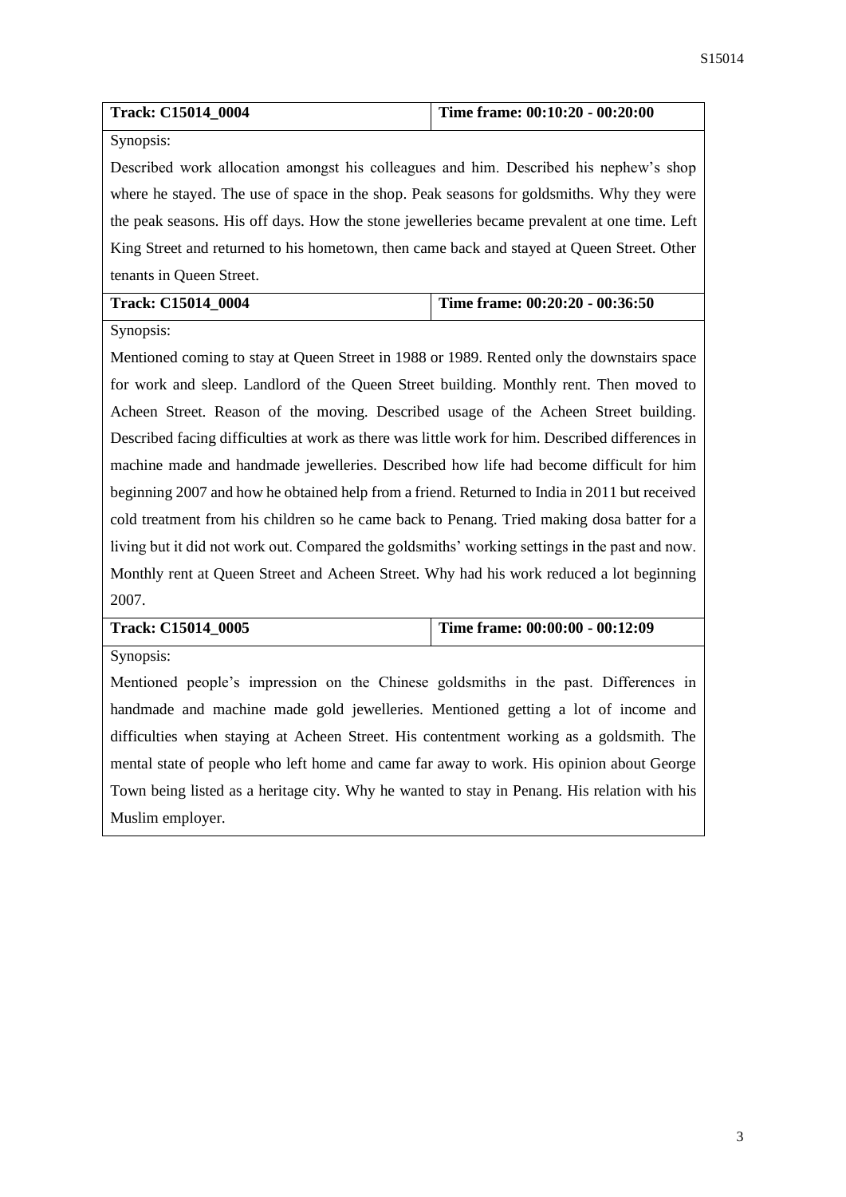| **Track: C15014_0004** | **Time frame: 00:10:20 - 00:20:00** |
|---|---|
| Synopsis: | |
| Described work allocation amongst his colleagues and him. Described his nephew's shop where he stayed. The use of space in the shop. Peak seasons for goldsmiths. Why they were the peak seasons. His off days. How the stone jewelleries became prevalent at one time. Left King Street and returned to his hometown, then came back and stayed at Queen Street. Other tenants in Queen Street. | |
| **Track: C15014_0004** | **Time frame: 00:20:20 - 00:36:50** |
| Synopsis: | |
| Mentioned coming to stay at Queen Street in 1988 or 1989. Rented only the downstairs space for work and sleep. Landlord of the Queen Street building. Monthly rent. Then moved to Acheen Street. Reason of the moving. Described usage of the Acheen Street building. Described facing difficulties at work as there was little work for him. Described differences in machine made and handmade jewelleries. Described how life had become difficult for him beginning 2007 and how he obtained help from a friend. Returned to India in 2011 but received cold treatment from his children so he came back to Penang. Tried making dosa batter for a living but it did not work out. Compared the goldsmiths' working settings in the past and now. Monthly rent at Queen Street and Acheen Street. Why had his work reduced a lot beginning 2007. | |
| **Track: C15014_0005** | **Time frame: 00:00:00 - 00:12:09** |
| Synopsis: | |
| Mentioned people's impression on the Chinese goldsmiths in the past. Differences in handmade and machine made gold jewelleries. Mentioned getting a lot of income and difficulties when staying at Acheen Street. His contentment working as a goldsmith. The mental state of people who left home and came far away to work. His opinion about George Town being listed as a heritage city. Why he wanted to stay in Penang. His relation with his Muslim employer. | |